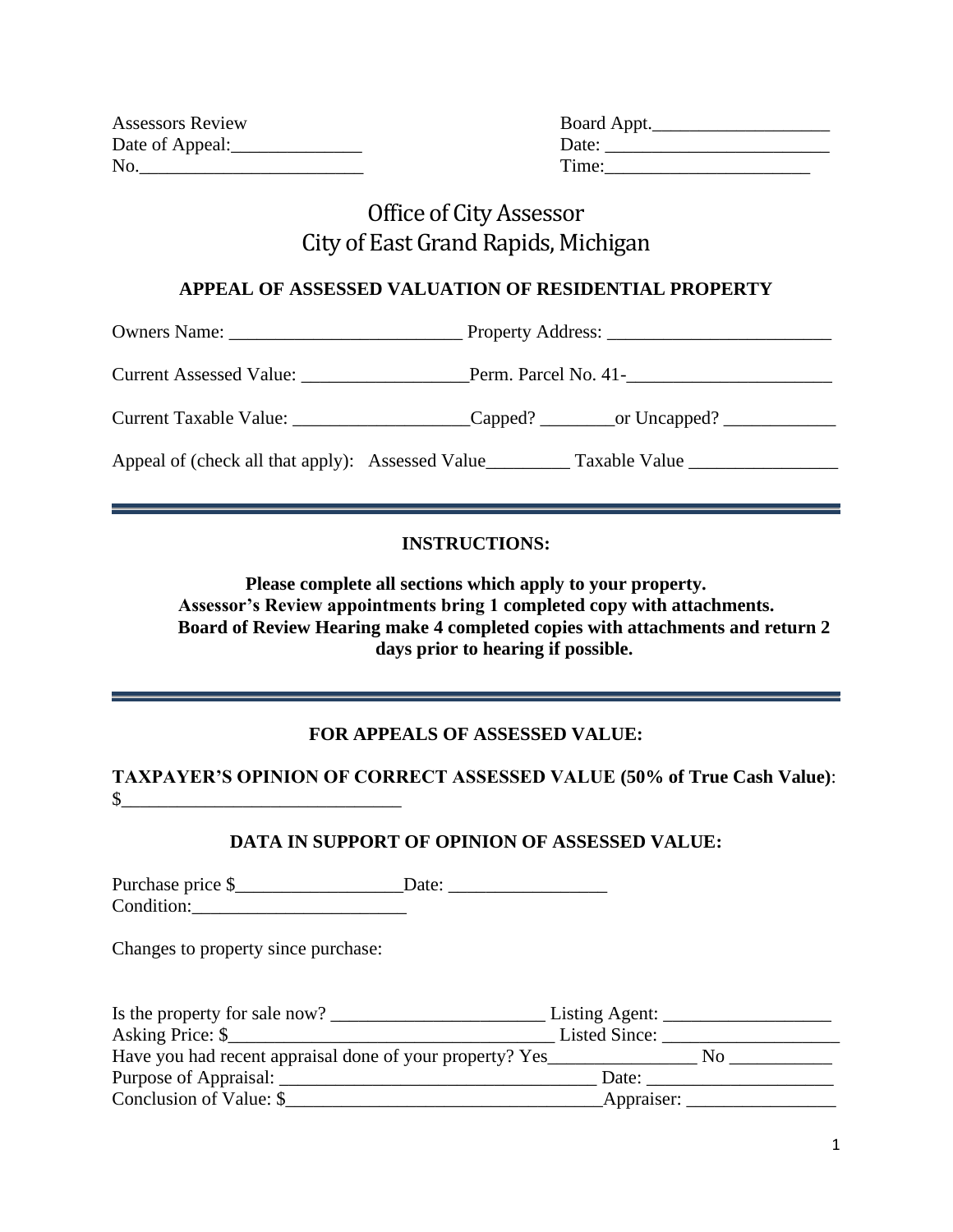Assessors Review
Date of Appeal:______________
No.________________________

Board Appt.___________________
Date: ________________________
Time:______________________

# Office of City Assessor
# City of East Grand Rapids, Michigan

### APPEAL OF ASSESSED VALUATION OF RESIDENTIAL PROPERTY

Owners Name: _________________________ Property Address: ________________________

Current Assessed Value: __________________Perm. Parcel No. 41-______________________

Current Taxable Value: ___________________Capped? ________or Uncapped? ____________

Appeal of (check all that apply): Assessed Value_________ Taxable Value ________________

---

### INSTRUCTIONS:

**Please complete all sections which apply to your property.**
**Assessor's Review appointments bring 1 completed copy with attachments.**
**Board of Review Hearing make 4 completed copies with attachments and return 2 days prior to hearing if possible.**

---

### FOR APPEALS OF ASSESSED VALUE:

**TAXPAYER'S OPINION OF CORRECT ASSESSED VALUE (50% of True Cash Value)**:
$______________________________

### DATA IN SUPPORT OF OPINION OF ASSESSED VALUE:

Purchase price $__________________Date: _________________
Condition:_______________________

Changes to property since purchase:

Is the property for sale now? _______________________ Listing Agent: __________________
Asking Price: $___________________________________ Listed Since: ___________________
Have you had recent appraisal done of your property? Yes________________ No ___________
Purpose of Appraisal: _________________________________ Date: ____________________
Conclusion of Value: $_________________________________Appraiser: ________________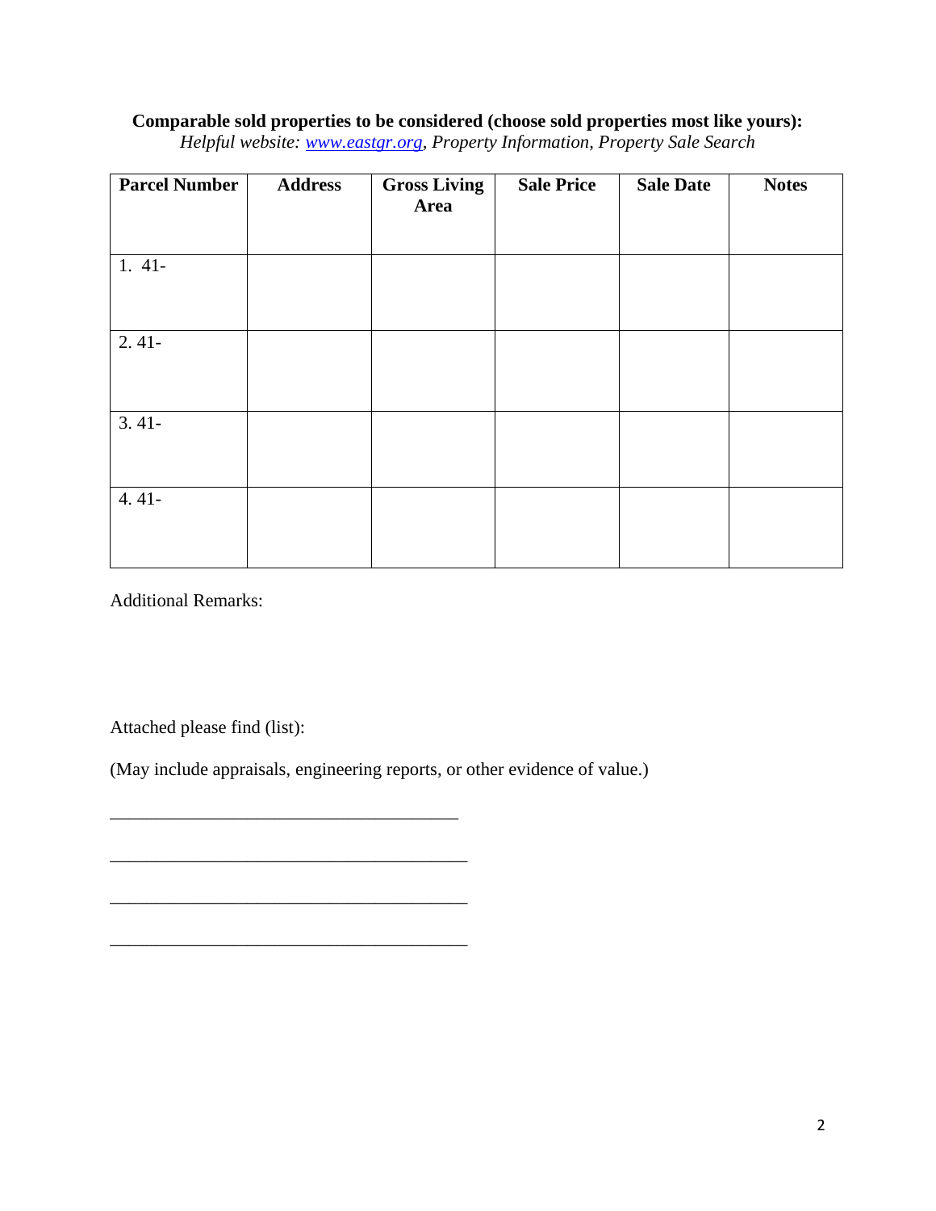**Comparable sold properties to be considered (choose sold properties most like yours):**

*Helpful website: [www.eastgr.org](http://www.eastgr.org), Property Information, Property Sale Search*

| Parcel Number | Address | Gross Living Area | Sale Price | Sale Date | Notes |
|---|---|---|---|---|---|
| 1. 41- | | | | | |
| 2. 41- | | | | | |
| 3. 41- | | | | | |
| 4. 41- | | | | | |

Additional Remarks:

Attached please find (list):

(May include appraisals, engineering reports, or other evidence of value.)

\_\_\_\_\_\_\_\_\_\_\_\_\_\_\_\_\_\_\_\_\_\_\_\_\_\_\_\_\_\_\_\_\_\_\_\_\_\_\_

\_\_\_\_\_\_\_\_\_\_\_\_\_\_\_\_\_\_\_\_\_\_\_\_\_\_\_\_\_\_\_\_\_\_\_\_\_\_\_

\_\_\_\_\_\_\_\_\_\_\_\_\_\_\_\_\_\_\_\_\_\_\_\_\_\_\_\_\_\_\_\_\_\_\_\_\_\_\_

\_\_\_\_\_\_\_\_\_\_\_\_\_\_\_\_\_\_\_\_\_\_\_\_\_\_\_\_\_\_\_\_\_\_\_\_\_\_\_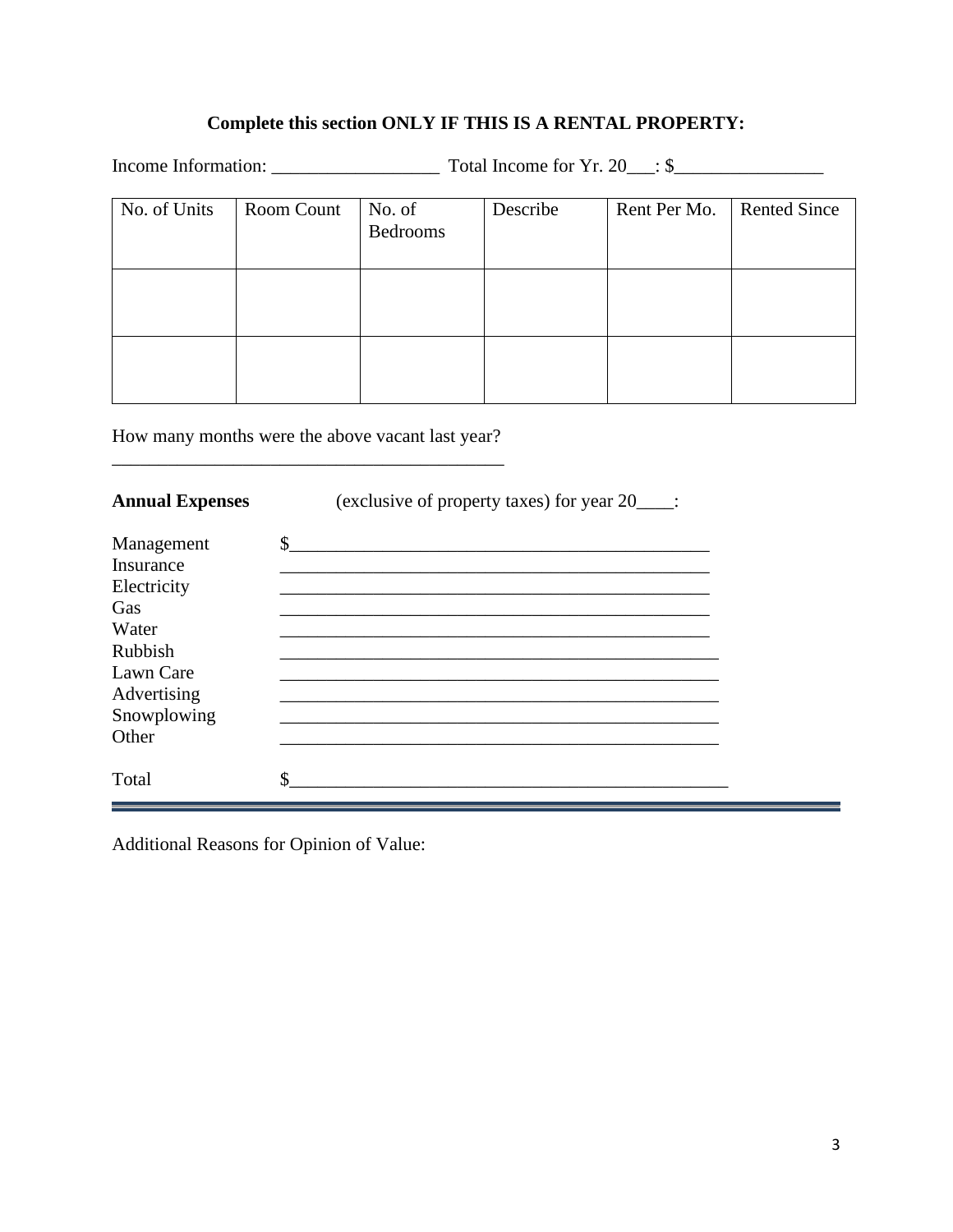**Complete this section ONLY IF THIS IS A RENTAL PROPERTY:**

Income Information: __________________ Total Income for Yr. 20___: $________________

| No. of Units | Room Count | No. of Bedrooms | Describe | Rent Per Mo. | Rented Since |
|---|---|---|---|---|---|
| | | | | | |
| | | | | | |

How many months were the above vacant last year? ___________________________________________

**Annual Expenses** (exclusive of property taxes) for year 20____:

Management $_______________________________________________

Insurance _______________________________________________

Electricity _______________________________________________

Gas _______________________________________________

Water _______________________________________________

Rubbish _______________________________________________

Lawn Care _______________________________________________

Advertising _______________________________________________

Snowplowing _______________________________________________

Other _______________________________________________

Total $_______________________________________________

---

Additional Reasons for Opinion of Value: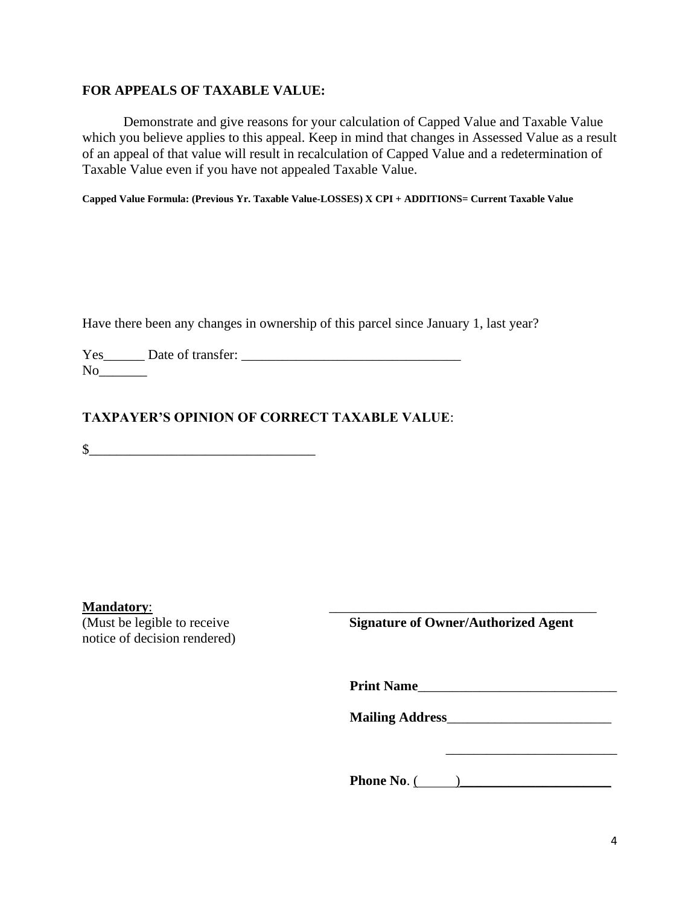### FOR APPEALS OF TAXABLE VALUE:

Demonstrate and give reasons for your calculation of Capped Value and Taxable Value which you believe applies to this appeal. Keep in mind that changes in Assessed Value as a result of an appeal of that value will result in recalculation of Capped Value and a redetermination of Taxable Value even if you have not appealed Taxable Value.

**Capped Value Formula: (Previous Yr. Taxable Value-LOSSES) X CPI + ADDITIONS= Current Taxable Value**

Have there been any changes in ownership of this parcel since January 1, last year?

Yes______ Date of transfer: ________________________________
No_______

### TAXPAYER'S OPINION OF CORRECT TAXABLE VALUE:

$_________________________________

**Mandatory**:
(Must be legible to receive notice of decision rendered)

________________________________________
**Signature of Owner/Authorized Agent**

**Print Name**____________________________

**Mailing Address**________________________

_________________________

**Phone No**. (_____)______________________